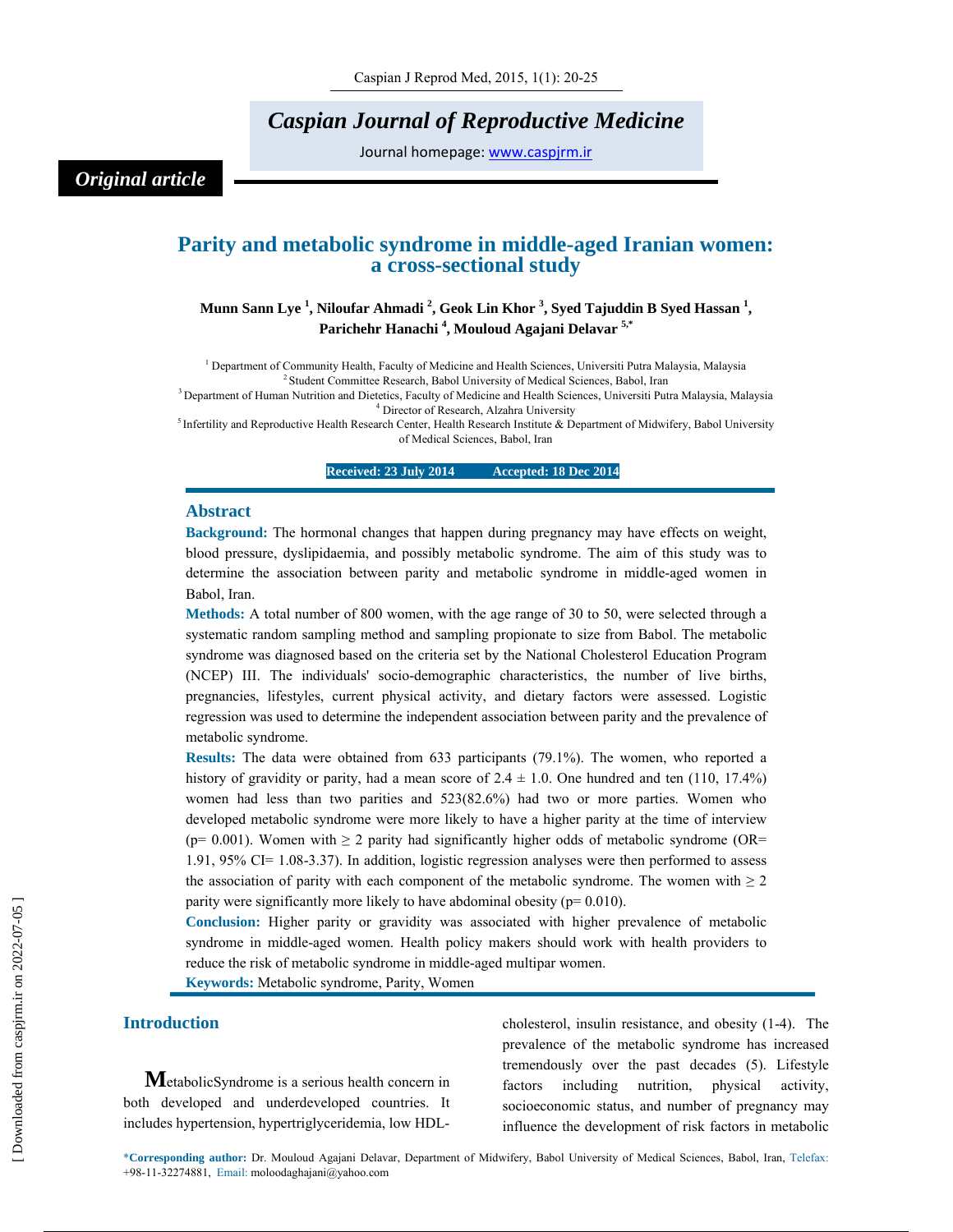*Original article*

# Parity and metabolic syndrome in middle-aged Iranian women: a cross-sectional study

**Munn Sann Lye [1], Niloufar Ahmadi [2], Geok Lin Khor [3], Syed Tajuddin B Syed Hassan [1], Parichehr Hanachi [4], Mouloud Agajani Delavar [5,*]**

[1] Department of Community Health, Faculty of Medicine and Health Sciences, Universiti Putra Malaysia, Malaysia
[2] Student Committee Research, Babol University of Medical Sciences, Babol, Iran
[3] Department of Human Nutrition and Dietetics, Faculty of Medicine and Health Sciences, Universiti Putra Malaysia, Malaysia
[4] Director of Research, Alzahra University
[5] Infertility and Reproductive Health Research Center, Health Research Institute & Department of Midwifery, Babol University of Medical Sciences, Babol, Iran

**Received: 23 July 2014 Accepted: 18 Dec 2014**

## Abstract

**Background:** The hormonal changes that happen during pregnancy may have effects on weight, blood pressure, dyslipidaemia, and possibly metabolic syndrome. The aim of this study was to determine the association between parity and metabolic syndrome in middle-aged women in Babol, Iran.

**Methods:** A total number of 800 women, with the age range of 30 to 50, were selected through a systematic random sampling method and sampling propionate to size from Babol. The metabolic syndrome was diagnosed based on the criteria set by the National Cholesterol Education Program (NCEP) III. The individuals' socio-demographic characteristics, the number of live births, pregnancies, lifestyles, current physical activity, and dietary factors were assessed. Logistic regression was used to determine the independent association between parity and the prevalence of metabolic syndrome.

**Results:** The data were obtained from 633 participants (79.1%). The women, who reported a history of gravidity or parity, had a mean score of 2.4 ± 1.0. One hundred and ten (110, 17.4%) women had less than two parities and 523(82.6%) had two or more parties. Women who developed metabolic syndrome were more likely to have a higher parity at the time of interview (p= 0.001). Women with ≥ 2 parity had significantly higher odds of metabolic syndrome (OR= 1.91, 95% CI= 1.08-3.37). In addition, logistic regression analyses were then performed to assess the association of parity with each component of the metabolic syndrome. The women with ≥ 2 parity were significantly more likely to have abdominal obesity (p= 0.010).

**Conclusion:** Higher parity or gravidity was associated with higher prevalence of metabolic syndrome in middle-aged women. Health policy makers should work with health providers to reduce the risk of metabolic syndrome in middle-aged multipar women.

**Keywords:** Metabolic syndrome, Parity, Women

## Introduction

MetabolicSyndrome is a serious health concern in both developed and underdeveloped countries. It includes hypertension, hypertriglyceridemia, low HDL-cholesterol, insulin resistance, and obesity (1-4). The prevalence of the metabolic syndrome has increased tremendously over the past decades (5). Lifestyle factors including nutrition, physical activity, socioeconomic status, and number of pregnancy may influence the development of risk factors in metabolic

*Corresponding author: Dr. Mouloud Agajani Delavar, Department of Midwifery, Babol University of Medical Sciences, Babol, Iran, Telefax: +98-11-32274881, Email: moloodaghajani@yahoo.com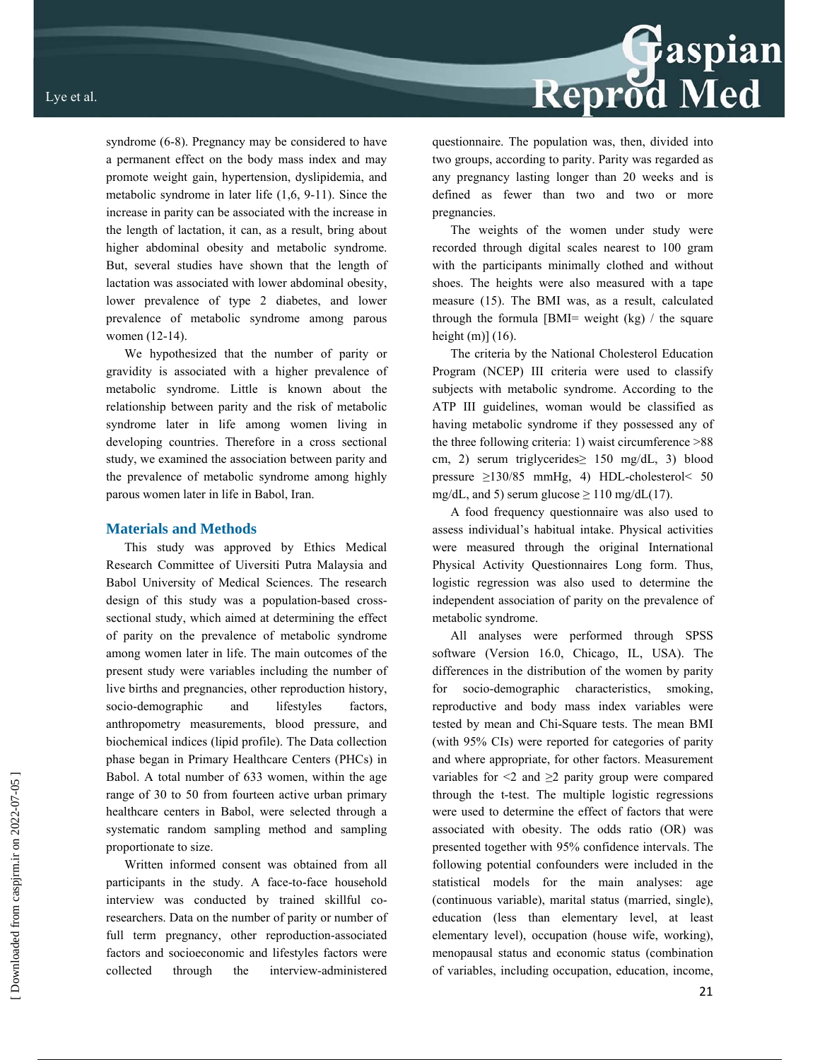syndrome (6-8). Pregnancy may be considered to have a permanent effect on the body mass index and may promote weight gain, hypertension, dyslipidemia, and metabolic syndrome in later life (1,6, 9-11). Since the increase in parity can be associated with the increase in the length of lactation, it can, as a result, bring about higher abdominal obesity and metabolic syndrome. But, several studies have shown that the length of lactation was associated with lower abdominal obesity, lower prevalence of type 2 diabetes, and lower prevalence of metabolic syndrome among parous women (12-14).

We hypothesized that the number of parity or gravidity is associated with a higher prevalence of metabolic syndrome. Little is known about the relationship between parity and the risk of metabolic syndrome later in life among women living in developing countries. Therefore in a cross sectional study, we examined the association between parity and the prevalence of metabolic syndrome among highly parous women later in life in Babol, Iran.

## Materials and Methods

This study was approved by Ethics Medical Research Committee of Uiversiti Putra Malaysia and Babol University of Medical Sciences. The research design of this study was a population-based cross-sectional study, which aimed at determining the effect of parity on the prevalence of metabolic syndrome among women later in life. The main outcomes of the present study were variables including the number of live births and pregnancies, other reproduction history, socio-demographic and lifestyles factors, anthropometry measurements, blood pressure, and biochemical indices (lipid profile). The Data collection phase began in Primary Healthcare Centers (PHCs) in Babol. A total number of 633 women, within the age range of 30 to 50 from fourteen active urban primary healthcare centers in Babol, were selected through a systematic random sampling method and sampling proportionate to size.

Written informed consent was obtained from all participants in the study. A face-to-face household interview was conducted by trained skillful co-researchers. Data on the number of parity or number of full term pregnancy, other reproduction-associated factors and socioeconomic and lifestyles factors were collected through the interview-administered questionnaire. The population was, then, divided into two groups, according to parity. Parity was regarded as any pregnancy lasting longer than 20 weeks and is defined as fewer than two and two or more pregnancies.

The weights of the women under study were recorded through digital scales nearest to 100 gram with the participants minimally clothed and without shoes. The heights were also measured with a tape measure (15). The BMI was, as a result, calculated through the formula [BMI= weight (kg) / the square height (m)] (16).

The criteria by the National Cholesterol Education Program (NCEP) III criteria were used to classify subjects with metabolic syndrome. According to the ATP III guidelines, woman would be classified as having metabolic syndrome if they possessed any of the three following criteria: 1) waist circumference >88 cm, 2) serum triglycerides≥ 150 mg/dL, 3) blood pressure ≥130/85 mmHg, 4) HDL-cholesterol< 50 mg/dL, and 5) serum glucose ≥ 110 mg/dL(17).

A food frequency questionnaire was also used to assess individual's habitual intake. Physical activities were measured through the original International Physical Activity Questionnaires Long form. Thus, logistic regression was also used to determine the independent association of parity on the prevalence of metabolic syndrome.

All analyses were performed through SPSS software (Version 16.0, Chicago, IL, USA). The differences in the distribution of the women by parity for socio-demographic characteristics, smoking, reproductive and body mass index variables were tested by mean and Chi-Square tests. The mean BMI (with 95% CIs) were reported for categories of parity and where appropriate, for other factors. Measurement variables for <2 and ≥2 parity group were compared through the t-test. The multiple logistic regressions were used to determine the effect of factors that were associated with obesity. The odds ratio (OR) was presented together with 95% confidence intervals. The following potential confounders were included in the statistical models for the main analyses: age (continuous variable), marital status (married, single), education (less than elementary level, at least elementary level), occupation (house wife, working), menopausal status and economic status (combination of variables, including occupation, education, income,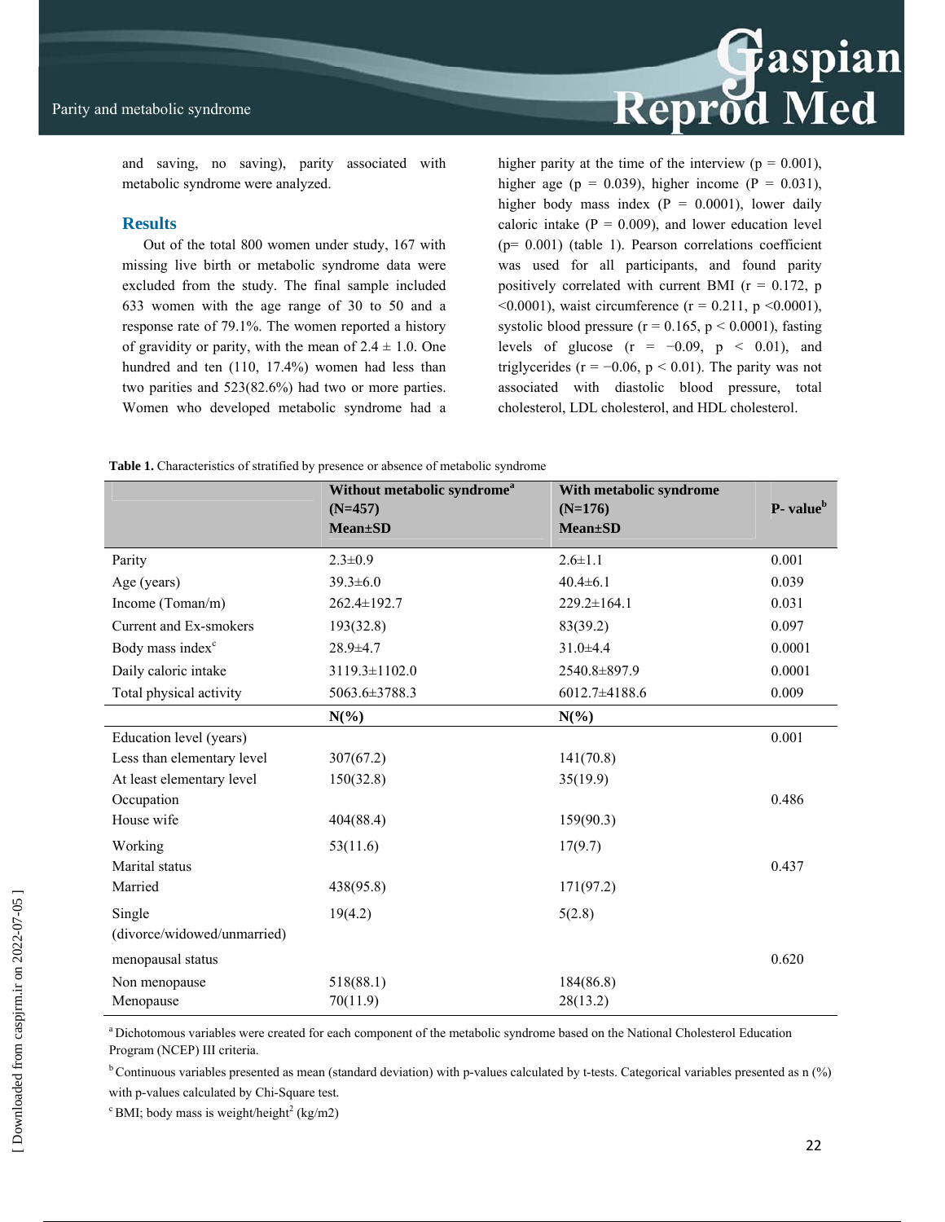and saving, no saving), parity associated with metabolic syndrome were analyzed.

## Results

Out of the total 800 women under study, 167 with missing live birth or metabolic syndrome data were excluded from the study. The final sample included 633 women with the age range of 30 to 50 and a response rate of 79.1%. The women reported a history of gravidity or parity, with the mean of 2.4 ± 1.0. One hundred and ten (110, 17.4%) women had less than two parities and 523(82.6%) had two or more parties. Women who developed metabolic syndrome had a higher parity at the time of the interview ($p = 0.001$), higher age ($p = 0.039$), higher income ($P = 0.031$), higher body mass index ($P = 0.0001$), lower daily caloric intake ($P = 0.009$), and lower education level ($p = 0.001$) (table 1). Pearson correlations coefficient was used for all participants, and found parity positively correlated with current BMI ($r = 0.172$, $p < 0.0001$), waist circumference ($r = 0.211$, $p < 0.0001$), systolic blood pressure ($r = 0.165$, $p < 0.0001$), fasting levels of glucose ($r = -0.09$, $p < 0.01$), and triglycerides ($r = -0.06$, $p < 0.01$). The parity was not associated with diastolic blood pressure, total cholesterol, LDL cholesterol, and HDL cholesterol.

**Table 1.** Characteristics of stratified by presence or absence of metabolic syndrome

| | **Without metabolic syndrome[a] (N=457) Mean±SD** | **With metabolic syndrome (N=176) Mean±SD** | **P- value[b]** |
|---|---|---|---|
| Parity | 2.3±0.9 | 2.6±1.1 | 0.001 |
| Age (years) | 39.3±6.0 | 40.4±6.1 | 0.039 |
| Income (Toman/m) | 262.4±192.7 | 229.2±164.1 | 0.031 |
| Current and Ex-smokers | 193(32.8) | 83(39.2) | 0.097 |
| Body mass index[c] | 28.9±4.7 | 31.0±4.4 | 0.0001 |
| Daily caloric intake | 3119.3±1102.0 | 2540.8±897.9 | 0.0001 |
| Total physical activity | 5063.6±3788.3 | 6012.7±4188.6 | 0.009 |
| | **N(%)** | **N(%)** | |
| Education level (years) | | | 0.001 |
| Less than elementary level | 307(67.2) | 141(70.8) | |
| At least elementary level | 150(32.8) | 35(19.9) | |
| Occupation | | | 0.486 |
| House wife | 404(88.4) | 159(90.3) | |
| Working | 53(11.6) | 17(9.7) | |
| Marital status | | | 0.437 |
| Married | 438(95.8) | 171(97.2) | |
| Single (divorce/widowed/unmarried) | 19(4.2) | 5(2.8) | |
| menopausal status | | | 0.620 |
| Non menopause | 518(88.1) | 184(86.8) | |
| Menopause | 70(11.9) | 28(13.2) | |

[a] Dichotomous variables were created for each component of the metabolic syndrome based on the National Cholesterol Education Program (NCEP) III criteria.

[b] Continuous variables presented as mean (standard deviation) with p-values calculated by t-tests. Categorical variables presented as n (%) with p-values calculated by Chi-Square test.

[c] BMI; body mass is weight/height$^2$ (kg/m2)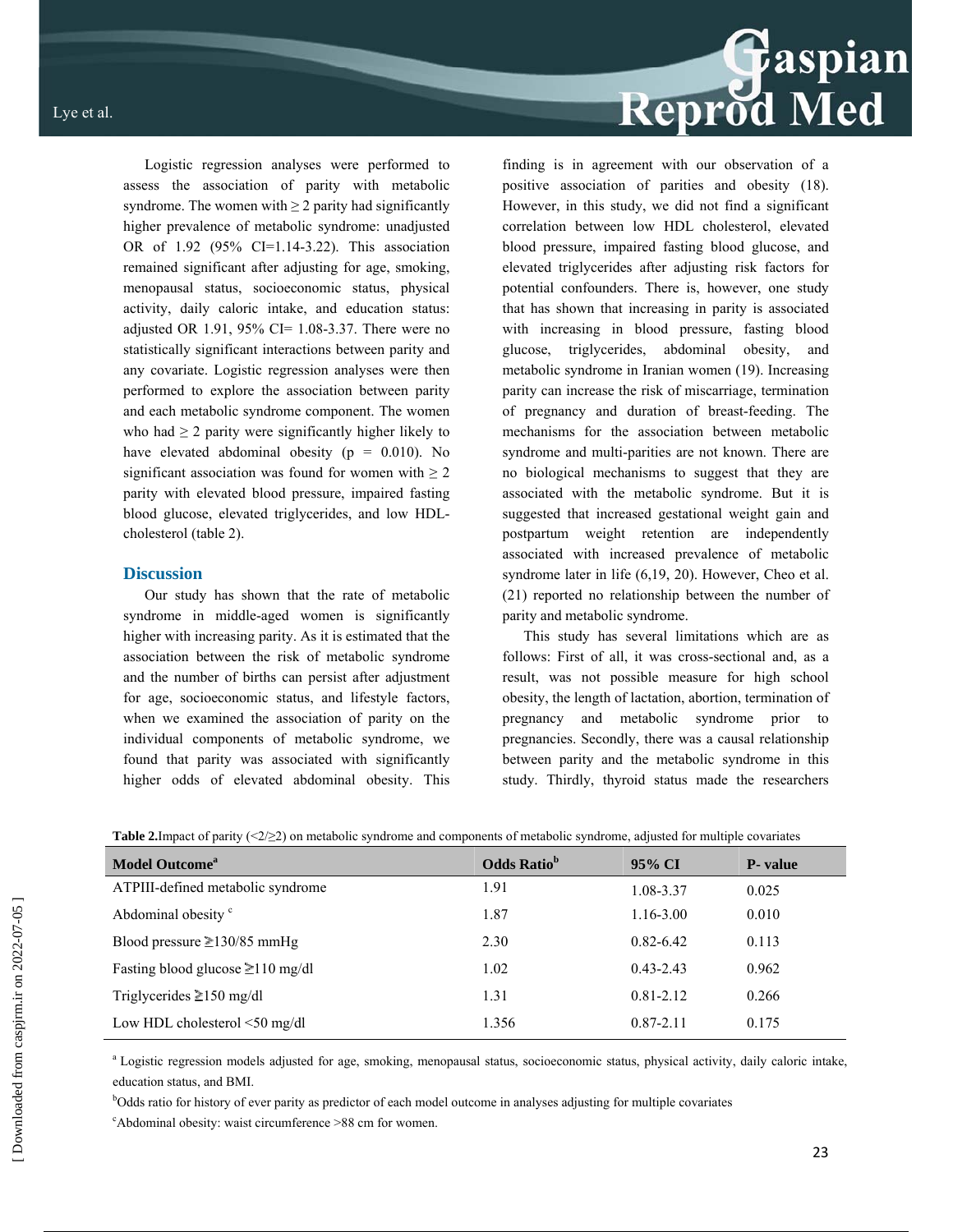Logistic regression analyses were performed to assess the association of parity with metabolic syndrome. The women with ≥ 2 parity had significantly higher prevalence of metabolic syndrome: unadjusted OR of 1.92 (95% CI=1.14-3.22). This association remained significant after adjusting for age, smoking, menopausal status, socioeconomic status, physical activity, daily caloric intake, and education status: adjusted OR 1.91, 95% CI= 1.08-3.37. There were no statistically significant interactions between parity and any covariate. Logistic regression analyses were then performed to explore the association between parity and each metabolic syndrome component. The women who had ≥ 2 parity were significantly higher likely to have elevated abdominal obesity (p = 0.010). No significant association was found for women with ≥ 2 parity with elevated blood pressure, impaired fasting blood glucose, elevated triglycerides, and low HDL-cholesterol (table 2).

## Discussion

Our study has shown that the rate of metabolic syndrome in middle-aged women is significantly higher with increasing parity. As it is estimated that the association between the risk of metabolic syndrome and the number of births can persist after adjustment for age, socioeconomic status, and lifestyle factors, when we examined the association of parity on the individual components of metabolic syndrome, we found that parity was associated with significantly higher odds of elevated abdominal obesity. This finding is in agreement with our observation of a positive association of parities and obesity (18). However, in this study, we did not find a significant correlation between low HDL cholesterol, elevated blood pressure, impaired fasting blood glucose, and elevated triglycerides after adjusting risk factors for potential confounders. There is, however, one study that has shown that increasing in parity is associated with increasing in blood pressure, fasting blood glucose, triglycerides, abdominal obesity, and metabolic syndrome in Iranian women (19). Increasing parity can increase the risk of miscarriage, termination of pregnancy and duration of breast-feeding. The mechanisms for the association between metabolic syndrome and multi-parities are not known. There are no biological mechanisms to suggest that they are associated with the metabolic syndrome. But it is suggested that increased gestational weight gain and postpartum weight retention are independently associated with increased prevalence of metabolic syndrome later in life (6,19, 20). However, Cheo et al. (21) reported no relationship between the number of parity and metabolic syndrome.

This study has several limitations which are as follows: First of all, it was cross-sectional and, as a result, was not possible measure for high school obesity, the length of lactation, abortion, termination of pregnancy and metabolic syndrome prior to pregnancies. Secondly, there was a causal relationship between parity and the metabolic syndrome in this study. Thirdly, thyroid status made the researchers

**Table 2.** Impact of parity (<2/≥2) on metabolic syndrome and components of metabolic syndrome, adjusted for multiple covariates

| Model Outcome[a] | Odds Ratio[b] | 95% CI | P- value |
|---|---|---|---|
| ATPIII-defined metabolic syndrome | 1.91 | 1.08-3.37 | 0.025 |
| Abdominal obesity [c] | 1.87 | 1.16-3.00 | 0.010 |
| Blood pressure ≧130/85 mmHg | 2.30 | 0.82-6.42 | 0.113 |
| Fasting blood glucose ≧110 mg/dl | 1.02 | 0.43-2.43 | 0.962 |
| Triglycerides ≧150 mg/dl | 1.31 | 0.81-2.12 | 0.266 |
| Low HDL cholesterol <50 mg/dl | 1.356 | 0.87-2.11 | 0.175 |

[a] Logistic regression models adjusted for age, smoking, menopausal status, socioeconomic status, physical activity, daily caloric intake, education status, and BMI.

[b] Odds ratio for history of ever parity as predictor of each model outcome in analyses adjusting for multiple covariates

[c] Abdominal obesity: waist circumference >88 cm for women.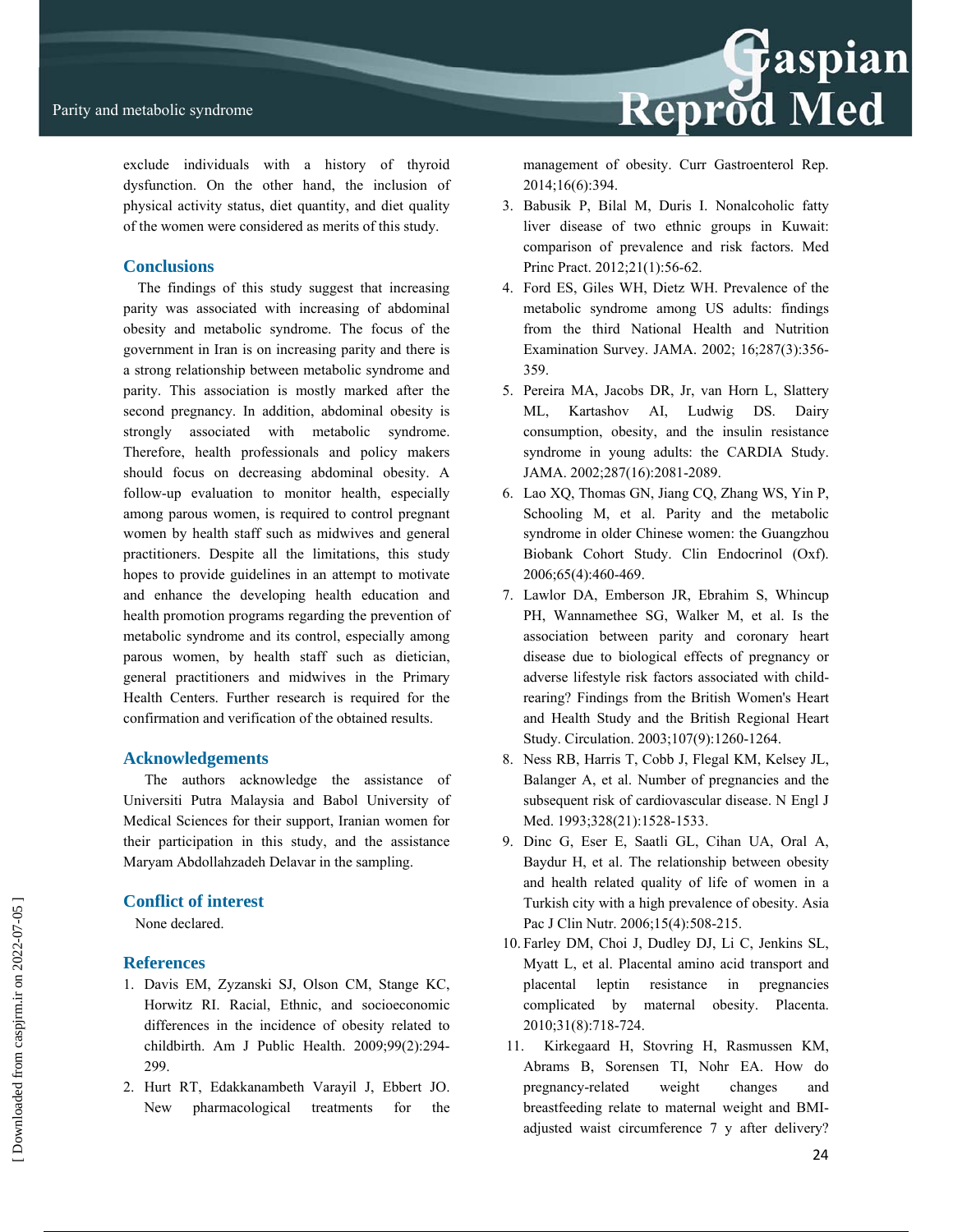exclude individuals with a history of thyroid dysfunction. On the other hand, the inclusion of physical activity status, diet quantity, and diet quality of the women were considered as merits of this study.

## Conclusions

The findings of this study suggest that increasing parity was associated with increasing of abdominal obesity and metabolic syndrome. The focus of the government in Iran is on increasing parity and there is a strong relationship between metabolic syndrome and parity. This association is mostly marked after the second pregnancy. In addition, abdominal obesity is strongly associated with metabolic syndrome. Therefore, health professionals and policy makers should focus on decreasing abdominal obesity. A follow-up evaluation to monitor health, especially among parous women, is required to control pregnant women by health staff such as midwives and general practitioners. Despite all the limitations, this study hopes to provide guidelines in an attempt to motivate and enhance the developing health education and health promotion programs regarding the prevention of metabolic syndrome and its control, especially among parous women, by health staff such as dietician, general practitioners and midwives in the Primary Health Centers. Further research is required for the confirmation and verification of the obtained results.

## Acknowledgements

The authors acknowledge the assistance of Universiti Putra Malaysia and Babol University of Medical Sciences for their support, Iranian women for their participation in this study, and the assistance Maryam Abdollahzadeh Delavar in the sampling.

## Conflict of interest

None declared.

## References

1. Davis EM, Zyzanski SJ, Olson CM, Stange KC, Horwitz RI. Racial, Ethnic, and socioeconomic differences in the incidence of obesity related to childbirth. Am J Public Health. 2009;99(2):294-299.
2. Hurt RT, Edakkanambeth Varayil J, Ebbert JO. New pharmacological treatments for the management of obesity. Curr Gastroenterol Rep. 2014;16(6):394.
3. Babusik P, Bilal M, Duris I. Nonalcoholic fatty liver disease of two ethnic groups in Kuwait: comparison of prevalence and risk factors. Med Princ Pract. 2012;21(1):56-62.
4. Ford ES, Giles WH, Dietz WH. Prevalence of the metabolic syndrome among US adults: findings from the third National Health and Nutrition Examination Survey. JAMA. 2002; 16;287(3):356-359.
5. Pereira MA, Jacobs DR, Jr, van Horn L, Slattery ML, Kartashov AI, Ludwig DS. Dairy consumption, obesity, and the insulin resistance syndrome in young adults: the CARDIA Study. JAMA. 2002;287(16):2081-2089.
6. Lao XQ, Thomas GN, Jiang CQ, Zhang WS, Yin P, Schooling M, et al. Parity and the metabolic syndrome in older Chinese women: the Guangzhou Biobank Cohort Study. Clin Endocrinol (Oxf). 2006;65(4):460-469.
7. Lawlor DA, Emberson JR, Ebrahim S, Whincup PH, Wannamethee SG, Walker M, et al. Is the association between parity and coronary heart disease due to biological effects of pregnancy or adverse lifestyle risk factors associated with child-rearing? Findings from the British Women's Heart and Health Study and the British Regional Heart Study. Circulation. 2003;107(9):1260-1264.
8. Ness RB, Harris T, Cobb J, Flegal KM, Kelsey JL, Balanger A, et al. Number of pregnancies and the subsequent risk of cardiovascular disease. N Engl J Med. 1993;328(21):1528-1533.
9. Dinc G, Eser E, Saatli GL, Cihan UA, Oral A, Baydur H, et al. The relationship between obesity and health related quality of life of women in a Turkish city with a high prevalence of obesity. Asia Pac J Clin Nutr. 2006;15(4):508-215.
10. Farley DM, Choi J, Dudley DJ, Li C, Jenkins SL, Myatt L, et al. Placental amino acid transport and placental leptin resistance in pregnancies complicated by maternal obesity. Placenta. 2010;31(8):718-724.
11. Kirkegaard H, Stovring H, Rasmussen KM, Abrams B, Sorensen TI, Nohr EA. How do pregnancy-related weight changes and breastfeeding relate to maternal weight and BMI-adjusted waist circumference 7 y after delivery?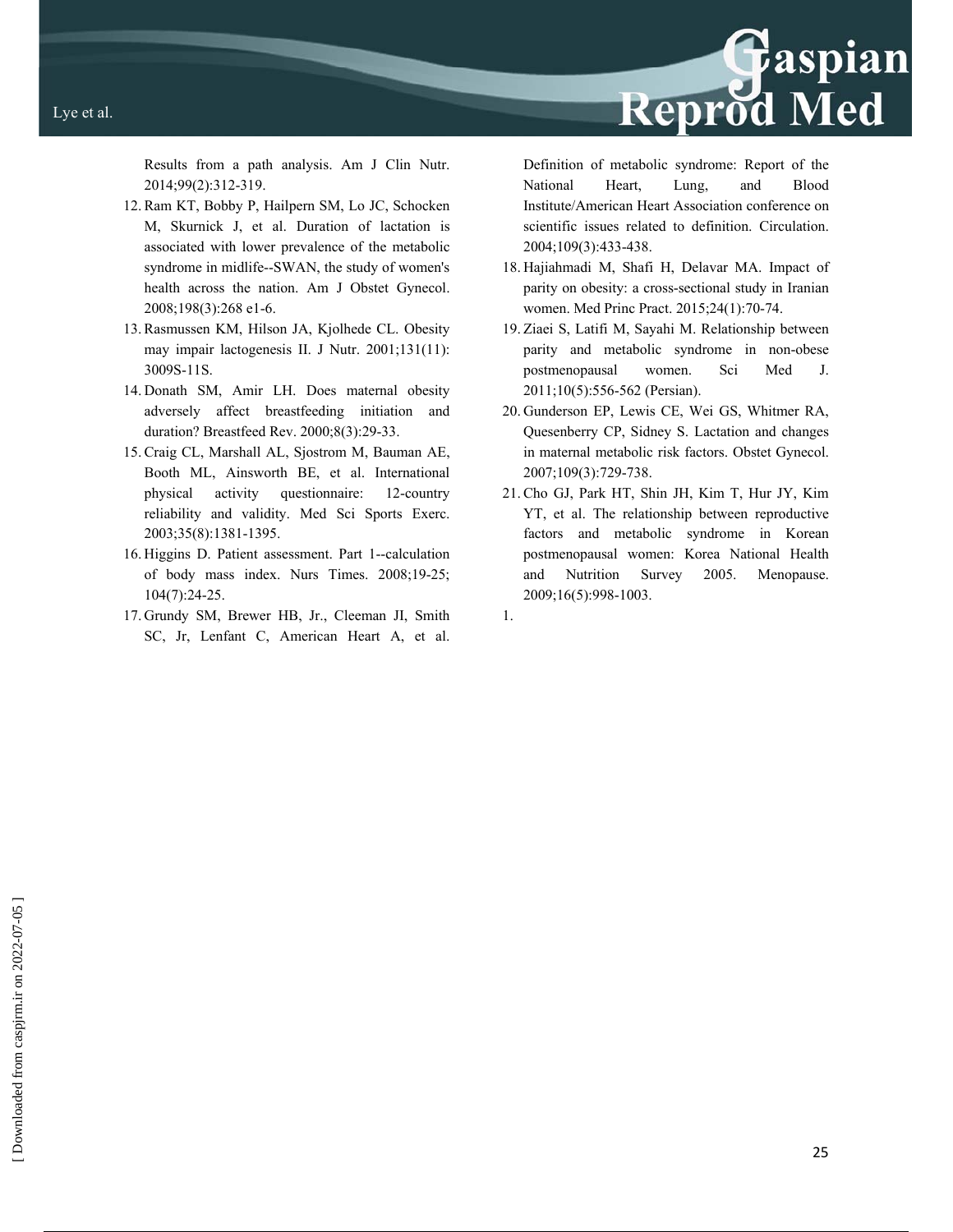Results from a path analysis. Am J Clin Nutr. 2014;99(2):312-319.

12. Ram KT, Bobby P, Hailpern SM, Lo JC, Schocken M, Skurnick J, et al. Duration of lactation is associated with lower prevalence of the metabolic syndrome in midlife--SWAN, the study of women's health across the nation. Am J Obstet Gynecol. 2008;198(3):268 e1-6.
13. Rasmussen KM, Hilson JA, Kjolhede CL. Obesity may impair lactogenesis II. J Nutr. 2001;131(11): 3009S-11S.
14. Donath SM, Amir LH. Does maternal obesity adversely affect breastfeeding initiation and duration? Breastfeed Rev. 2000;8(3):29-33.
15. Craig CL, Marshall AL, Sjostrom M, Bauman AE, Booth ML, Ainsworth BE, et al. International physical activity questionnaire: 12-country reliability and validity. Med Sci Sports Exerc. 2003;35(8):1381-1395.
16. Higgins D. Patient assessment. Part 1--calculation of body mass index. Nurs Times. 2008;19-25; 104(7):24-25.
17. Grundy SM, Brewer HB, Jr., Cleeman JI, Smith SC, Jr, Lenfant C, American Heart A, et al. Definition of metabolic syndrome: Report of the National Heart, Lung, and Blood Institute/American Heart Association conference on scientific issues related to definition. Circulation. 2004;109(3):433-438.
18. Hajiahmadi M, Shafi H, Delavar MA. Impact of parity on obesity: a cross-sectional study in Iranian women. Med Princ Pract. 2015;24(1):70-74.
19. Ziaei S, Latifi M, Sayahi M. Relationship between parity and metabolic syndrome in non-obese postmenopausal women. Sci Med J. 2011;10(5):556-562 (Persian).
20. Gunderson EP, Lewis CE, Wei GS, Whitmer RA, Quesenberry CP, Sidney S. Lactation and changes in maternal metabolic risk factors. Obstet Gynecol. 2007;109(3):729-738.
21. Cho GJ, Park HT, Shin JH, Kim T, Hur JY, Kim YT, et al. The relationship between reproductive factors and metabolic syndrome in Korean postmenopausal women: Korea National Health and Nutrition Survey 2005. Menopause. 2009;16(5):998-1003.

1.